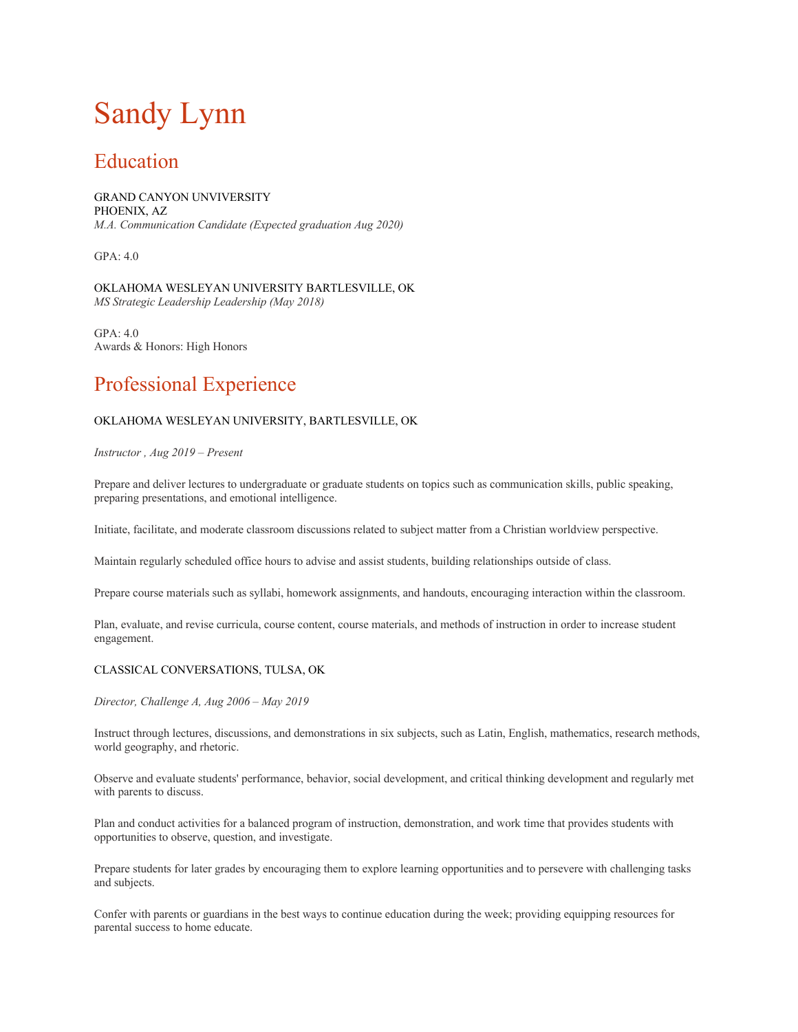# Sandy Lynn

## Education

GRAND CANYON UNVIVERSITY
PHOENIX, AZ
*M.A. Communication Candidate (Expected graduation Aug 2020)*

GPA: 4.0

OKLAHOMA WESLEYAN UNIVERSITY BARTLESVILLE, OK
*MS Strategic Leadership Leadership (May 2018)*

GPA: 4.0
Awards & Honors: High Honors

## Professional Experience

OKLAHOMA WESLEYAN UNIVERSITY, BARTLESVILLE, OK

*Instructor , Aug 2019 – Present*

Prepare and deliver lectures to undergraduate or graduate students on topics such as communication skills, public speaking, preparing presentations, and emotional intelligence.

Initiate, facilitate, and moderate classroom discussions related to subject matter from a Christian worldview perspective.

Maintain regularly scheduled office hours to advise and assist students, building relationships outside of class.

Prepare course materials such as syllabi, homework assignments, and handouts, encouraging interaction within the classroom.

Plan, evaluate, and revise curricula, course content, course materials, and methods of instruction in order to increase student engagement.

CLASSICAL CONVERSATIONS, TULSA, OK

*Director, Challenge A, Aug 2006 – May 2019*

Instruct through lectures, discussions, and demonstrations in six subjects, such as Latin, English, mathematics, research methods, world geography, and rhetoric.

Observe and evaluate students' performance, behavior, social development, and critical thinking development and regularly met with parents to discuss.

Plan and conduct activities for a balanced program of instruction, demonstration, and work time that provides students with opportunities to observe, question, and investigate.

Prepare students for later grades by encouraging them to explore learning opportunities and to persevere with challenging tasks and subjects.

Confer with parents or guardians in the best ways to continue education during the week; providing equipping resources for parental success to home educate.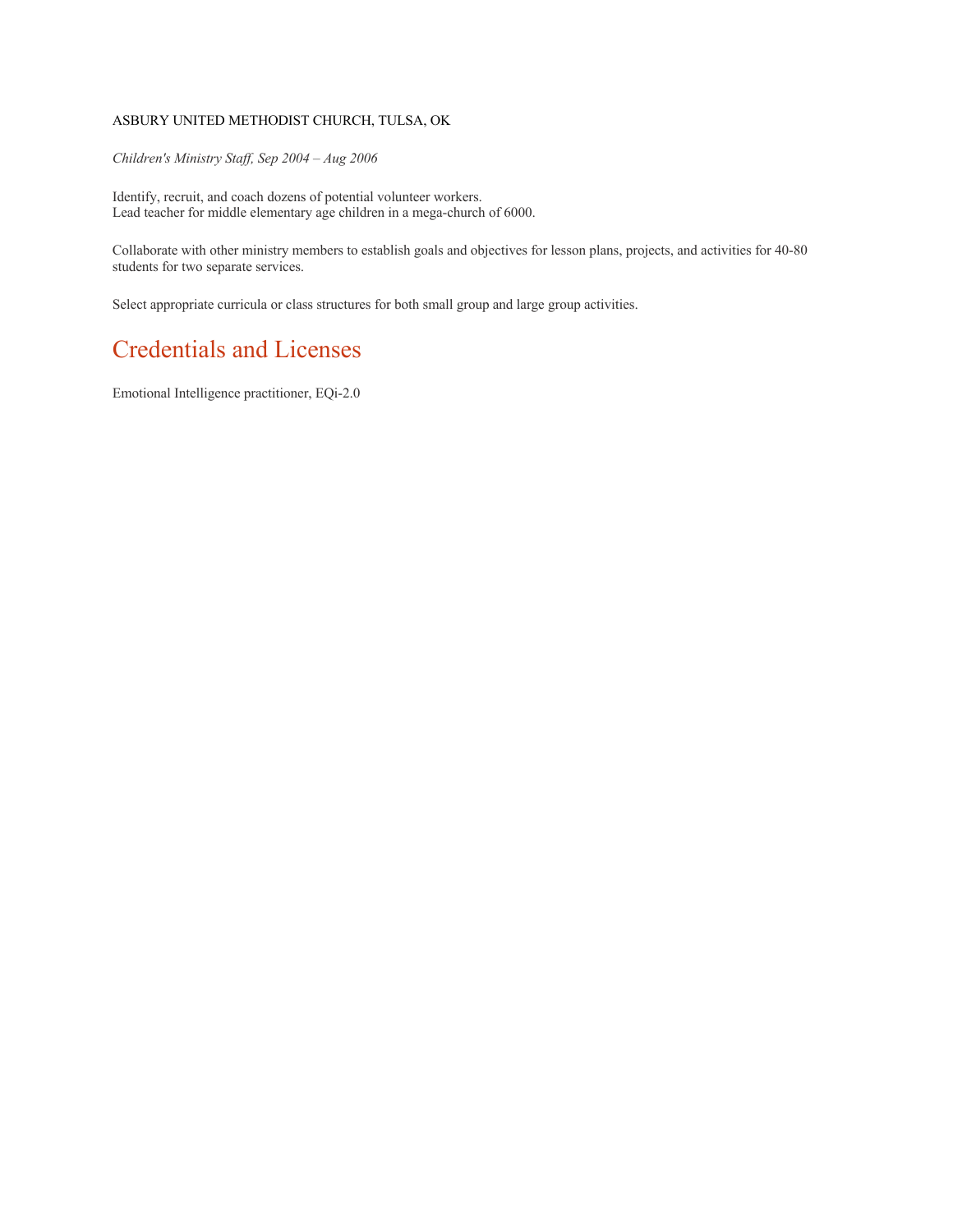ASBURY UNITED METHODIST CHURCH, TULSA, OK

*Children's Ministry Staff, Sep 2004 – Aug 2006*

Identify, recruit, and coach dozens of potential volunteer workers.
Lead teacher for middle elementary age children in a mega-church of 6000.

Collaborate with other ministry members to establish goals and objectives for lesson plans, projects, and activities for 40-80 students for two separate services.

Select appropriate curricula or class structures for both small group and large group activities.

## Credentials and Licenses

Emotional Intelligence practitioner, EQi-2.0